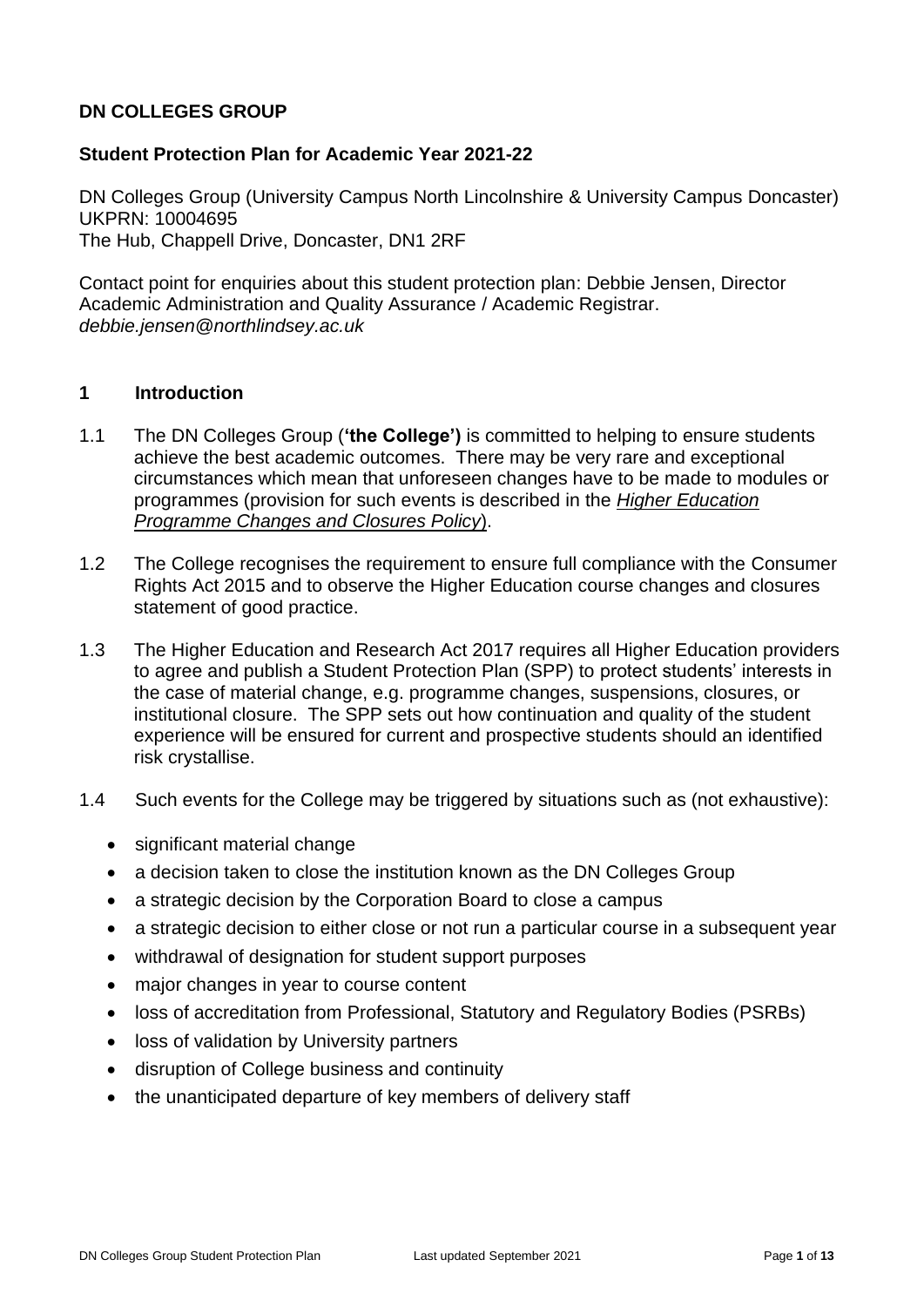**DN COLLEGES GROUP**

**Student Protection Plan for Academic Year 2021-22**

DN Colleges Group (University Campus North Lincolnshire & University Campus Doncaster)
UKPRN: 10004695
The Hub, Chappell Drive, Doncaster, DN1 2RF

Contact point for enquiries about this student protection plan: Debbie Jensen, Director Academic Administration and Quality Assurance / Academic Registrar.
*debbie.jensen@northlindsey.ac.uk*

## 1 Introduction

1.1 The DN Colleges Group (**'the College'**) is committed to helping to ensure students achieve the best academic outcomes. There may be very rare and exceptional circumstances which mean that unforeseen changes have to be made to modules or programmes (provision for such events is described in the *Higher Education Programme Changes and Closures Policy*).

1.2 The College recognises the requirement to ensure full compliance with the Consumer Rights Act 2015 and to observe the Higher Education course changes and closures statement of good practice.

1.3 The Higher Education and Research Act 2017 requires all Higher Education providers to agree and publish a Student Protection Plan (SPP) to protect students' interests in the case of material change, e.g. programme changes, suspensions, closures, or institutional closure. The SPP sets out how continuation and quality of the student experience will be ensured for current and prospective students should an identified risk crystallise.

1.4 Such events for the College may be triggered by situations such as (not exhaustive):

- significant material change
- a decision taken to close the institution known as the DN Colleges Group
- a strategic decision by the Corporation Board to close a campus
- a strategic decision to either close or not run a particular course in a subsequent year
- withdrawal of designation for student support purposes
- major changes in year to course content
- loss of accreditation from Professional, Statutory and Regulatory Bodies (PSRBs)
- loss of validation by University partners
- disruption of College business and continuity
- the unanticipated departure of key members of delivery staff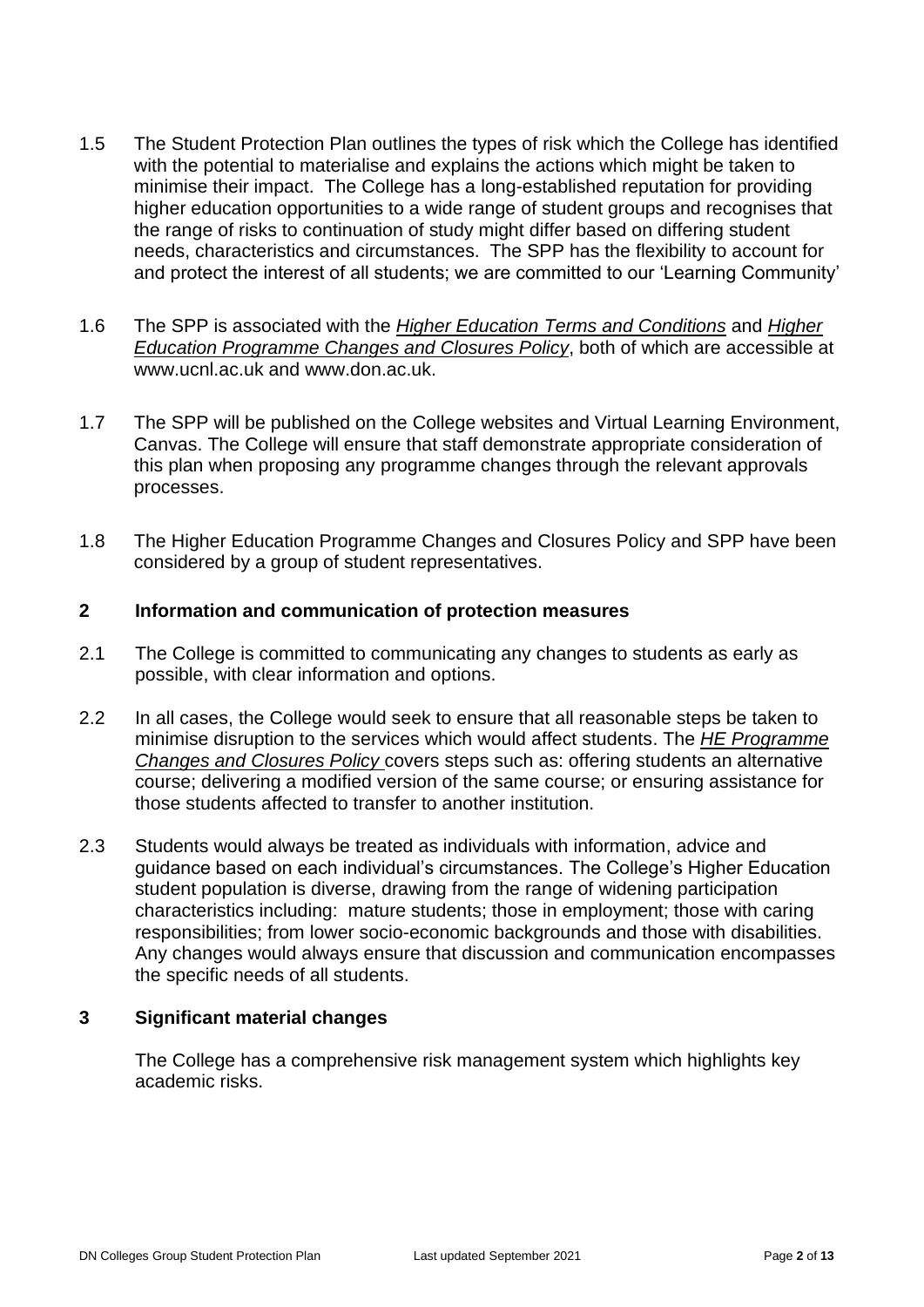1.5 The Student Protection Plan outlines the types of risk which the College has identified with the potential to materialise and explains the actions which might be taken to minimise their impact. The College has a long-established reputation for providing higher education opportunities to a wide range of student groups and recognises that the range of risks to continuation of study might differ based on differing student needs, characteristics and circumstances. The SPP has the flexibility to account for and protect the interest of all students; we are committed to our 'Learning Community'

1.6 The SPP is associated with the *Higher Education Terms and Conditions* and *Higher Education Programme Changes and Closures Policy*, both of which are accessible at www.ucnl.ac.uk and www.don.ac.uk.

1.7 The SPP will be published on the College websites and Virtual Learning Environment, Canvas. The College will ensure that staff demonstrate appropriate consideration of this plan when proposing any programme changes through the relevant approvals processes.

1.8 The Higher Education Programme Changes and Closures Policy and SPP have been considered by a group of student representatives.

## 2 Information and communication of protection measures

2.1 The College is committed to communicating any changes to students as early as possible, with clear information and options.

2.2 In all cases, the College would seek to ensure that all reasonable steps be taken to minimise disruption to the services which would affect students. The *HE Programme Changes and Closures Policy* covers steps such as: offering students an alternative course; delivering a modified version of the same course; or ensuring assistance for those students affected to transfer to another institution.

2.3 Students would always be treated as individuals with information, advice and guidance based on each individual's circumstances. The College's Higher Education student population is diverse, drawing from the range of widening participation characteristics including: mature students; those in employment; those with caring responsibilities; from lower socio-economic backgrounds and those with disabilities. Any changes would always ensure that discussion and communication encompasses the specific needs of all students.

## 3 Significant material changes

The College has a comprehensive risk management system which highlights key academic risks.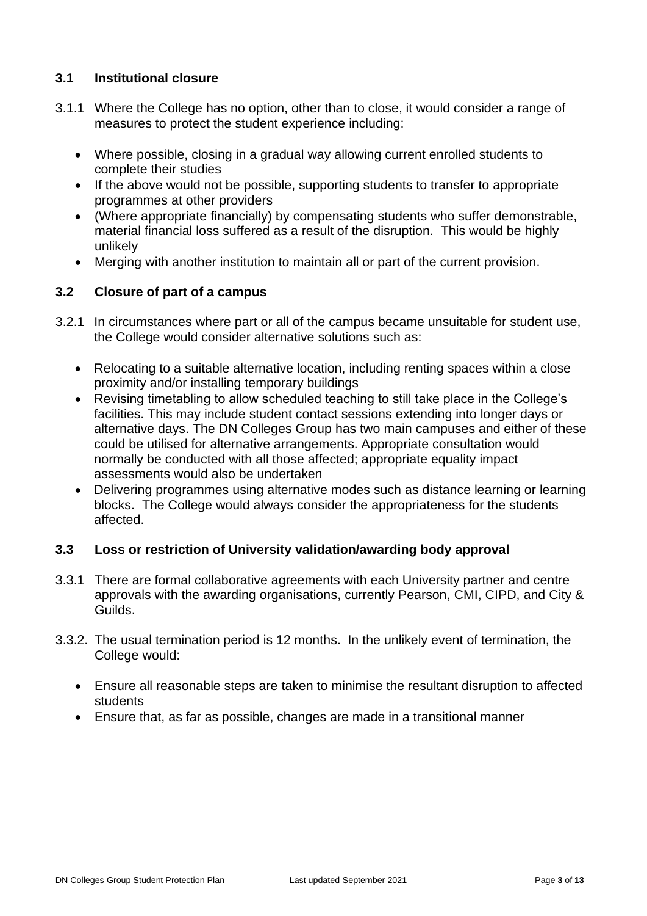### 3.1 Institutional closure

3.1.1 Where the College has no option, other than to close, it would consider a range of measures to protect the student experience including:

- Where possible, closing in a gradual way allowing current enrolled students to complete their studies
- If the above would not be possible, supporting students to transfer to appropriate programmes at other providers
- (Where appropriate financially) by compensating students who suffer demonstrable, material financial loss suffered as a result of the disruption. This would be highly unlikely
- Merging with another institution to maintain all or part of the current provision.

### 3.2 Closure of part of a campus

3.2.1 In circumstances where part or all of the campus became unsuitable for student use, the College would consider alternative solutions such as:

- Relocating to a suitable alternative location, including renting spaces within a close proximity and/or installing temporary buildings
- Revising timetabling to allow scheduled teaching to still take place in the College's facilities. This may include student contact sessions extending into longer days or alternative days. The DN Colleges Group has two main campuses and either of these could be utilised for alternative arrangements. Appropriate consultation would normally be conducted with all those affected; appropriate equality impact assessments would also be undertaken
- Delivering programmes using alternative modes such as distance learning or learning blocks. The College would always consider the appropriateness for the students affected.

### 3.3 Loss or restriction of University validation/awarding body approval

3.3.1 There are formal collaborative agreements with each University partner and centre approvals with the awarding organisations, currently Pearson, CMI, CIPD, and City & Guilds.

3.3.2. The usual termination period is 12 months. In the unlikely event of termination, the College would:

- Ensure all reasonable steps are taken to minimise the resultant disruption to affected students
- Ensure that, as far as possible, changes are made in a transitional manner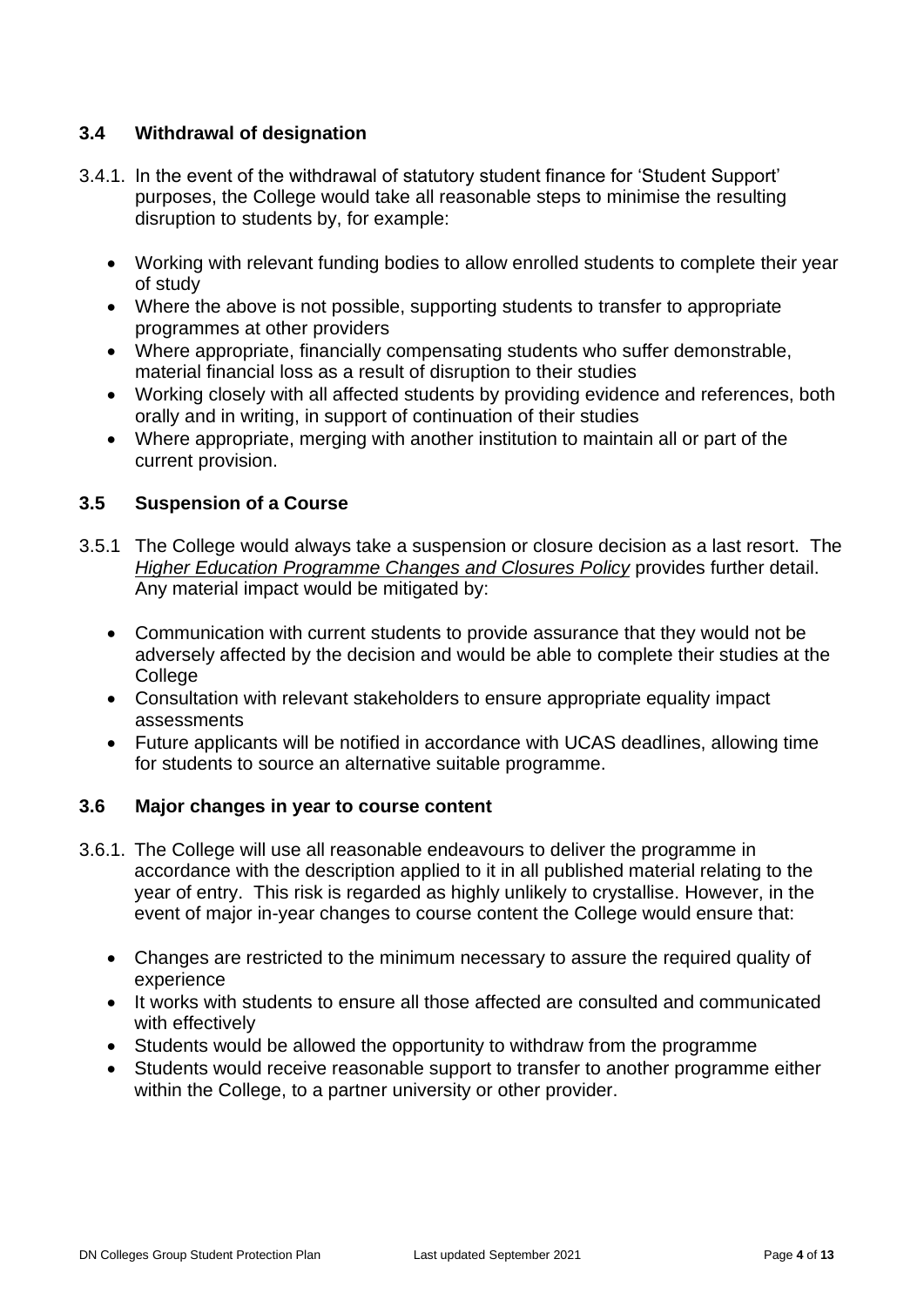### 3.4 Withdrawal of designation

3.4.1. In the event of the withdrawal of statutory student finance for 'Student Support' purposes, the College would take all reasonable steps to minimise the resulting disruption to students by, for example:

- Working with relevant funding bodies to allow enrolled students to complete their year of study
- Where the above is not possible, supporting students to transfer to appropriate programmes at other providers
- Where appropriate, financially compensating students who suffer demonstrable, material financial loss as a result of disruption to their studies
- Working closely with all affected students by providing evidence and references, both orally and in writing, in support of continuation of their studies
- Where appropriate, merging with another institution to maintain all or part of the current provision.

### 3.5 Suspension of a Course

3.5.1 The College would always take a suspension or closure decision as a last resort. The *Higher Education Programme Changes and Closures Policy* provides further detail. Any material impact would be mitigated by:

- Communication with current students to provide assurance that they would not be adversely affected by the decision and would be able to complete their studies at the College
- Consultation with relevant stakeholders to ensure appropriate equality impact assessments
- Future applicants will be notified in accordance with UCAS deadlines, allowing time for students to source an alternative suitable programme.

### 3.6 Major changes in year to course content

3.6.1. The College will use all reasonable endeavours to deliver the programme in accordance with the description applied to it in all published material relating to the year of entry. This risk is regarded as highly unlikely to crystallise. However, in the event of major in-year changes to course content the College would ensure that:

- Changes are restricted to the minimum necessary to assure the required quality of experience
- It works with students to ensure all those affected are consulted and communicated with effectively
- Students would be allowed the opportunity to withdraw from the programme
- Students would receive reasonable support to transfer to another programme either within the College, to a partner university or other provider.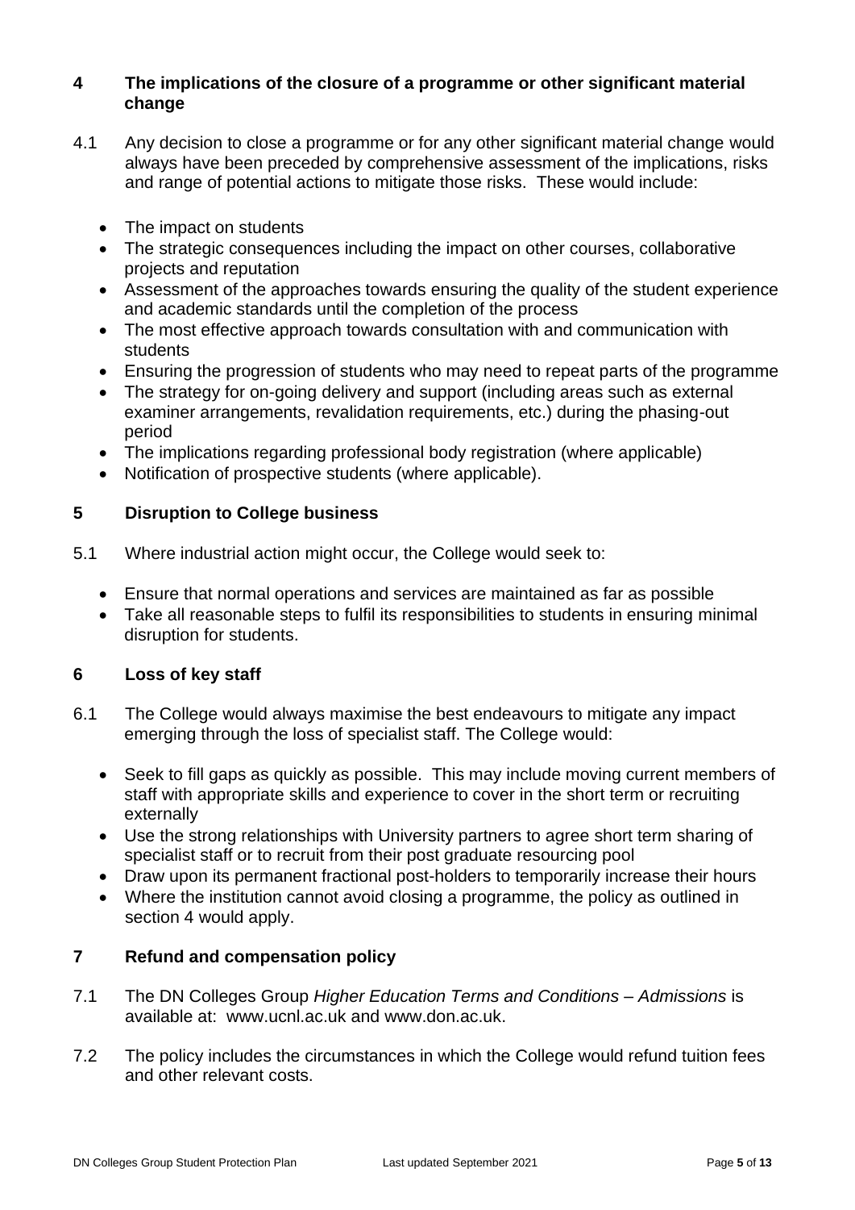## 4 The implications of the closure of a programme or other significant material change

4.1 Any decision to close a programme or for any other significant material change would always have been preceded by comprehensive assessment of the implications, risks and range of potential actions to mitigate those risks. These would include:

- The impact on students
- The strategic consequences including the impact on other courses, collaborative projects and reputation
- Assessment of the approaches towards ensuring the quality of the student experience and academic standards until the completion of the process
- The most effective approach towards consultation with and communication with students
- Ensuring the progression of students who may need to repeat parts of the programme
- The strategy for on-going delivery and support (including areas such as external examiner arrangements, revalidation requirements, etc.) during the phasing-out period
- The implications regarding professional body registration (where applicable)
- Notification of prospective students (where applicable).

## 5 Disruption to College business

5.1 Where industrial action might occur, the College would seek to:

- Ensure that normal operations and services are maintained as far as possible
- Take all reasonable steps to fulfil its responsibilities to students in ensuring minimal disruption for students.

## 6 Loss of key staff

6.1 The College would always maximise the best endeavours to mitigate any impact emerging through the loss of specialist staff. The College would:

- Seek to fill gaps as quickly as possible. This may include moving current members of staff with appropriate skills and experience to cover in the short term or recruiting externally
- Use the strong relationships with University partners to agree short term sharing of specialist staff or to recruit from their post graduate resourcing pool
- Draw upon its permanent fractional post-holders to temporarily increase their hours
- Where the institution cannot avoid closing a programme, the policy as outlined in section 4 would apply.

## 7 Refund and compensation policy

7.1 The DN Colleges Group *Higher Education Terms and Conditions – Admissions* is available at: www.ucnl.ac.uk and www.don.ac.uk.

7.2 The policy includes the circumstances in which the College would refund tuition fees and other relevant costs.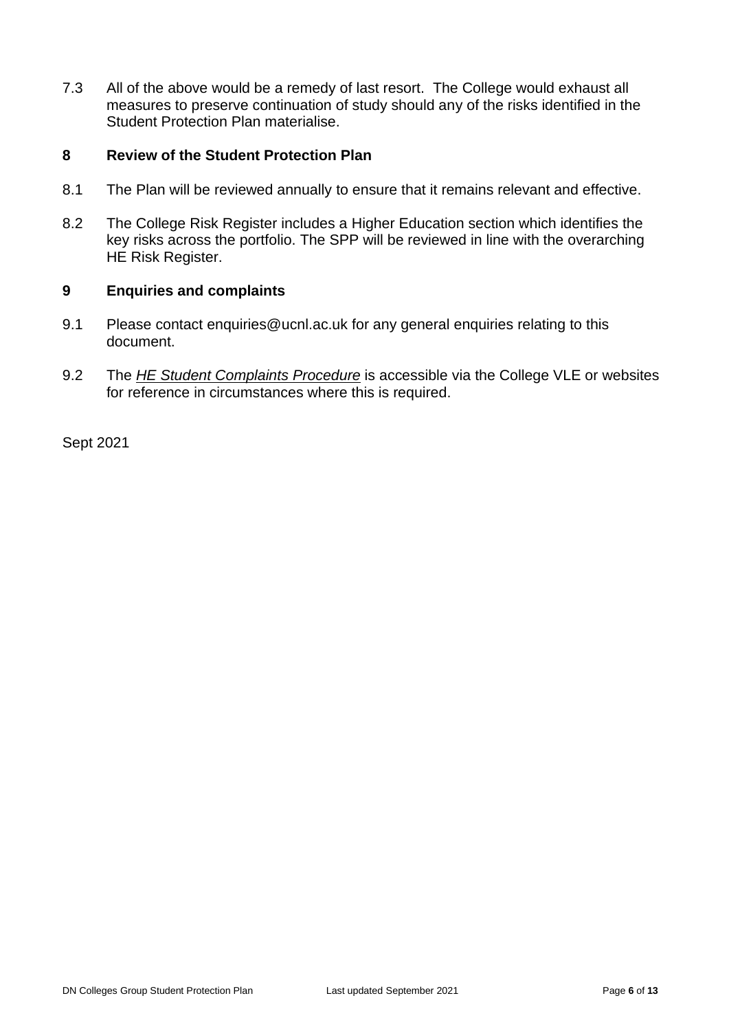7.3 All of the above would be a remedy of last resort. The College would exhaust all measures to preserve continuation of study should any of the risks identified in the Student Protection Plan materialise.

## 8 Review of the Student Protection Plan

8.1 The Plan will be reviewed annually to ensure that it remains relevant and effective.

8.2 The College Risk Register includes a Higher Education section which identifies the key risks across the portfolio. The SPP will be reviewed in line with the overarching HE Risk Register.

## 9 Enquiries and complaints

9.1 Please contact enquiries@ucnl.ac.uk for any general enquiries relating to this document.

9.2 The *HE Student Complaints Procedure* is accessible via the College VLE or websites for reference in circumstances where this is required.

Sept 2021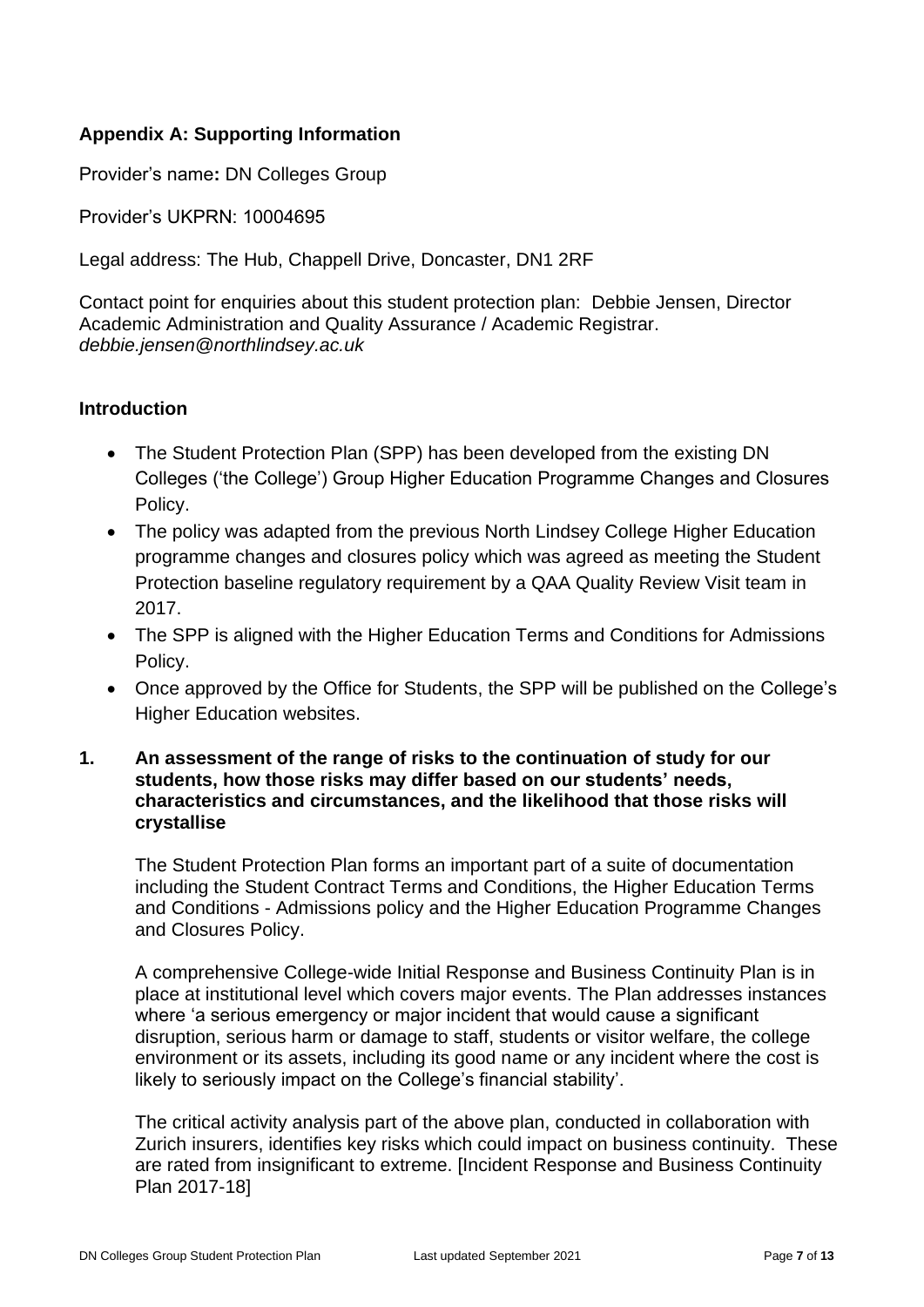## Appendix A: Supporting Information

Provider's name**:** DN Colleges Group

Provider's UKPRN: 10004695

Legal address: The Hub, Chappell Drive, Doncaster, DN1 2RF

Contact point for enquiries about this student protection plan: Debbie Jensen, Director Academic Administration and Quality Assurance / Academic Registrar. *debbie.jensen@northlindsey.ac.uk*

### Introduction

- The Student Protection Plan (SPP) has been developed from the existing DN Colleges ('the College') Group Higher Education Programme Changes and Closures Policy.
- The policy was adapted from the previous North Lindsey College Higher Education programme changes and closures policy which was agreed as meeting the Student Protection baseline regulatory requirement by a QAA Quality Review Visit team in 2017.
- The SPP is aligned with the Higher Education Terms and Conditions for Admissions Policy.
- Once approved by the Office for Students, the SPP will be published on the College's Higher Education websites.

### 1. An assessment of the range of risks to the continuation of study for our students, how those risks may differ based on our students' needs, characteristics and circumstances, and the likelihood that those risks will crystallise

The Student Protection Plan forms an important part of a suite of documentation including the Student Contract Terms and Conditions, the Higher Education Terms and Conditions - Admissions policy and the Higher Education Programme Changes and Closures Policy.

A comprehensive College-wide Initial Response and Business Continuity Plan is in place at institutional level which covers major events. The Plan addresses instances where 'a serious emergency or major incident that would cause a significant disruption, serious harm or damage to staff, students or visitor welfare, the college environment or its assets, including its good name or any incident where the cost is likely to seriously impact on the College's financial stability'.

The critical activity analysis part of the above plan, conducted in collaboration with Zurich insurers, identifies key risks which could impact on business continuity. These are rated from insignificant to extreme. [Incident Response and Business Continuity Plan 2017-18]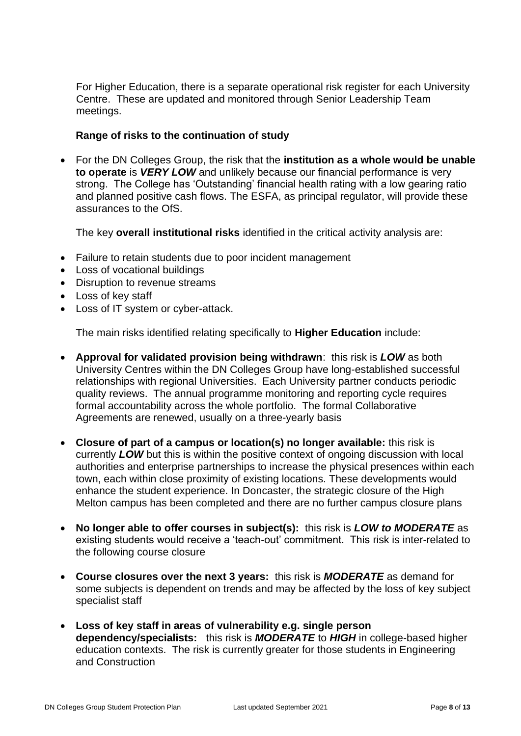For Higher Education, there is a separate operational risk register for each University Centre. These are updated and monitored through Senior Leadership Team meetings.

**Range of risks to the continuation of study**

- For the DN Colleges Group, the risk that the **institution as a whole would be unable to operate** is ***VERY LOW*** and unlikely because our financial performance is very strong. The College has 'Outstanding' financial health rating with a low gearing ratio and planned positive cash flows. The ESFA, as principal regulator, will provide these assurances to the OfS.

  The key **overall institutional risks** identified in the critical activity analysis are:

- Failure to retain students due to poor incident management
- Loss of vocational buildings
- Disruption to revenue streams
- Loss of key staff
- Loss of IT system or cyber-attack.

  The main risks identified relating specifically to **Higher Education** include:

- **Approval for validated provision being withdrawn**: this risk is ***LOW*** as both University Centres within the DN Colleges Group have long-established successful relationships with regional Universities. Each University partner conducts periodic quality reviews. The annual programme monitoring and reporting cycle requires formal accountability across the whole portfolio. The formal Collaborative Agreements are renewed, usually on a three-yearly basis

- **Closure of part of a campus or location(s) no longer available:** this risk is currently ***LOW*** but this is within the positive context of ongoing discussion with local authorities and enterprise partnerships to increase the physical presences within each town, each within close proximity of existing locations. These developments would enhance the student experience. In Doncaster, the strategic closure of the High Melton campus has been completed and there are no further campus closure plans

- **No longer able to offer courses in subject(s):** this risk is ***LOW to MODERATE*** as existing students would receive a 'teach-out' commitment. This risk is inter-related to the following course closure

- **Course closures over the next 3 years:** this risk is ***MODERATE*** as demand for some subjects is dependent on trends and may be affected by the loss of key subject specialist staff

- **Loss of key staff in areas of vulnerability e.g. single person dependency/specialists:** this risk is ***MODERATE*** to ***HIGH*** in college-based higher education contexts. The risk is currently greater for those students in Engineering and Construction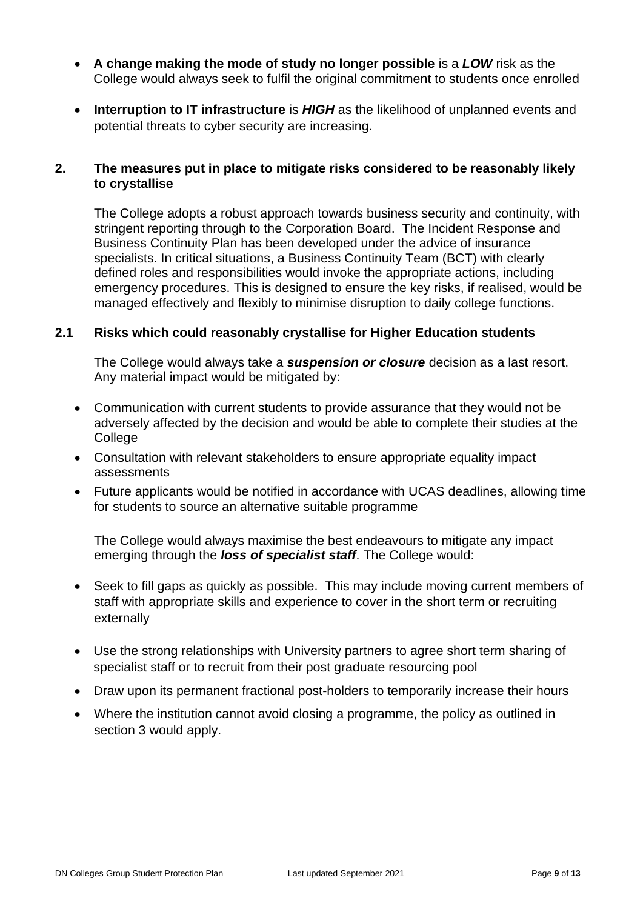- **A change making the mode of study no longer possible** is a ***LOW*** risk as the College would always seek to fulfil the original commitment to students once enrolled
- **Interruption to IT infrastructure** is ***HIGH*** as the likelihood of unplanned events and potential threats to cyber security are increasing.

## 2. The measures put in place to mitigate risks considered to be reasonably likely to crystallise

The College adopts a robust approach towards business security and continuity, with stringent reporting through to the Corporation Board. The Incident Response and Business Continuity Plan has been developed under the advice of insurance specialists. In critical situations, a Business Continuity Team (BCT) with clearly defined roles and responsibilities would invoke the appropriate actions, including emergency procedures. This is designed to ensure the key risks, if realised, would be managed effectively and flexibly to minimise disruption to daily college functions.

### 2.1 Risks which could reasonably crystallise for Higher Education students

The College would always take a ***suspension or closure*** decision as a last resort. Any material impact would be mitigated by:

- Communication with current students to provide assurance that they would not be adversely affected by the decision and would be able to complete their studies at the College
- Consultation with relevant stakeholders to ensure appropriate equality impact assessments
- Future applicants would be notified in accordance with UCAS deadlines, allowing time for students to source an alternative suitable programme

The College would always maximise the best endeavours to mitigate any impact emerging through the ***loss of specialist staff***. The College would:

- Seek to fill gaps as quickly as possible. This may include moving current members of staff with appropriate skills and experience to cover in the short term or recruiting externally
- Use the strong relationships with University partners to agree short term sharing of specialist staff or to recruit from their post graduate resourcing pool
- Draw upon its permanent fractional post-holders to temporarily increase their hours
- Where the institution cannot avoid closing a programme, the policy as outlined in section 3 would apply.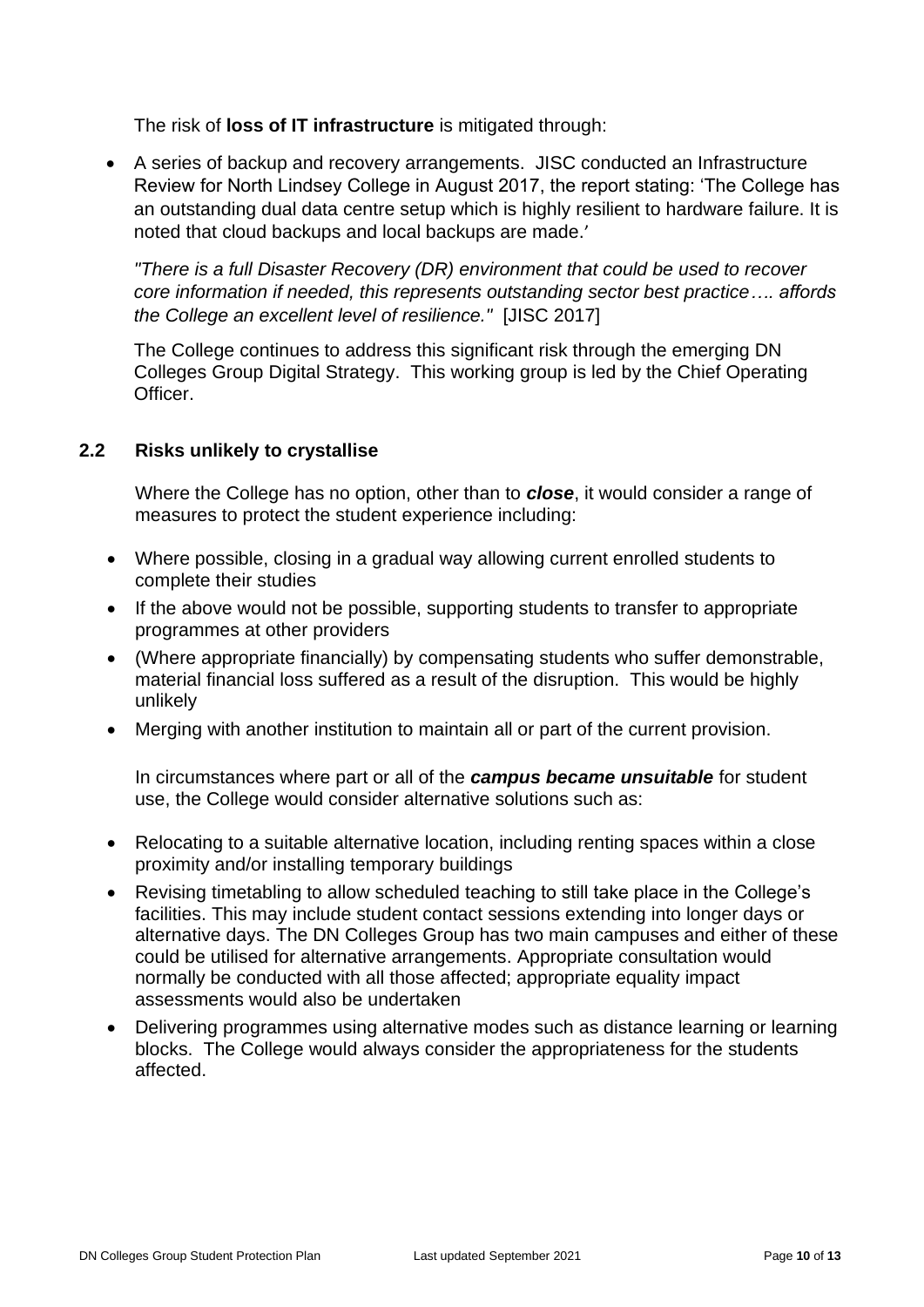The risk of **loss of IT infrastructure** is mitigated through:

- A series of backup and recovery arrangements. JISC conducted an Infrastructure Review for North Lindsey College in August 2017, the report stating: 'The College has an outstanding dual data centre setup which is highly resilient to hardware failure. It is noted that cloud backups and local backups are made.'

  *"There is a full Disaster Recovery (DR) environment that could be used to recover core information if needed, this represents outstanding sector best practice…. affords the College an excellent level of resilience."* [JISC 2017]

  The College continues to address this significant risk through the emerging DN Colleges Group Digital Strategy. This working group is led by the Chief Operating Officer.

### 2.2 Risks unlikely to crystallise

Where the College has no option, other than to ***close***, it would consider a range of measures to protect the student experience including:

- Where possible, closing in a gradual way allowing current enrolled students to complete their studies
- If the above would not be possible, supporting students to transfer to appropriate programmes at other providers
- (Where appropriate financially) by compensating students who suffer demonstrable, material financial loss suffered as a result of the disruption. This would be highly unlikely
- Merging with another institution to maintain all or part of the current provision.

In circumstances where part or all of the ***campus became unsuitable*** for student use, the College would consider alternative solutions such as:

- Relocating to a suitable alternative location, including renting spaces within a close proximity and/or installing temporary buildings
- Revising timetabling to allow scheduled teaching to still take place in the College's facilities. This may include student contact sessions extending into longer days or alternative days. The DN Colleges Group has two main campuses and either of these could be utilised for alternative arrangements. Appropriate consultation would normally be conducted with all those affected; appropriate equality impact assessments would also be undertaken
- Delivering programmes using alternative modes such as distance learning or learning blocks. The College would always consider the appropriateness for the students affected.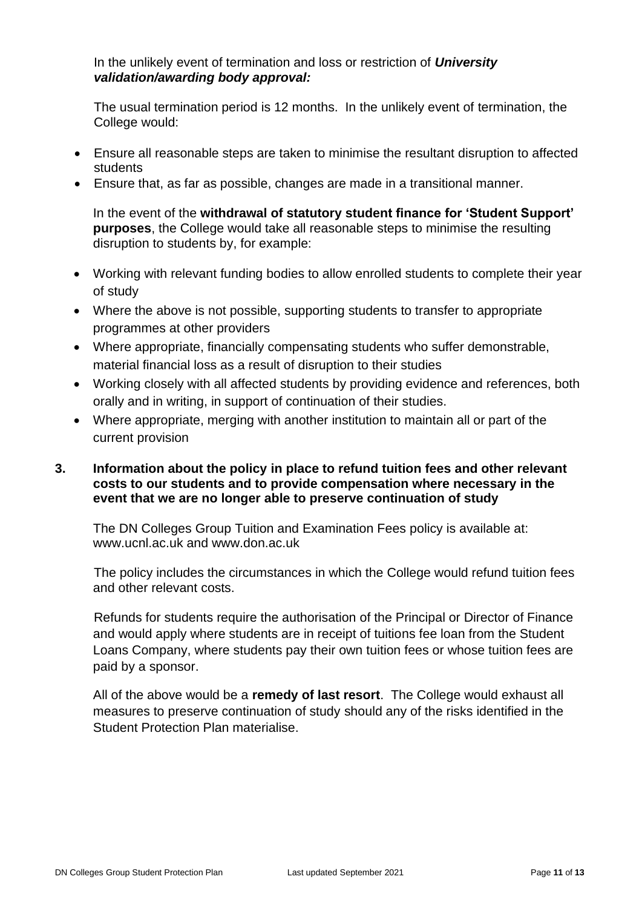In the unlikely event of termination and loss or restriction of ***University validation/awarding body approval:***

The usual termination period is 12 months. In the unlikely event of termination, the College would:

- Ensure all reasonable steps are taken to minimise the resultant disruption to affected students
- Ensure that, as far as possible, changes are made in a transitional manner.

In the event of the **withdrawal of statutory student finance for 'Student Support' purposes**, the College would take all reasonable steps to minimise the resulting disruption to students by, for example:

- Working with relevant funding bodies to allow enrolled students to complete their year of study
- Where the above is not possible, supporting students to transfer to appropriate programmes at other providers
- Where appropriate, financially compensating students who suffer demonstrable, material financial loss as a result of disruption to their studies
- Working closely with all affected students by providing evidence and references, both orally and in writing, in support of continuation of their studies.
- Where appropriate, merging with another institution to maintain all or part of the current provision

## 3. Information about the policy in place to refund tuition fees and other relevant costs to our students and to provide compensation where necessary in the event that we are no longer able to preserve continuation of study

The DN Colleges Group Tuition and Examination Fees policy is available at: www.ucnl.ac.uk and www.don.ac.uk

The policy includes the circumstances in which the College would refund tuition fees and other relevant costs.

Refunds for students require the authorisation of the Principal or Director of Finance and would apply where students are in receipt of tuitions fee loan from the Student Loans Company, where students pay their own tuition fees or whose tuition fees are paid by a sponsor.

All of the above would be a **remedy of last resort**. The College would exhaust all measures to preserve continuation of study should any of the risks identified in the Student Protection Plan materialise.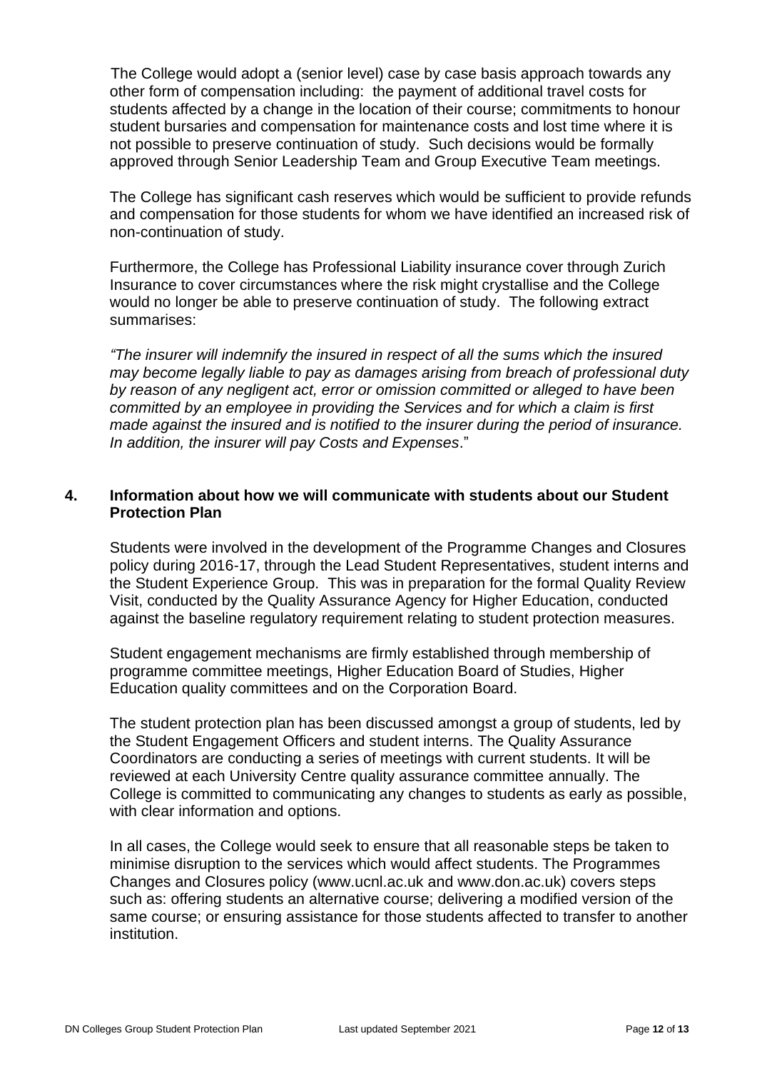The College would adopt a (senior level) case by case basis approach towards any other form of compensation including: the payment of additional travel costs for students affected by a change in the location of their course; commitments to honour student bursaries and compensation for maintenance costs and lost time where it is not possible to preserve continuation of study. Such decisions would be formally approved through Senior Leadership Team and Group Executive Team meetings.

The College has significant cash reserves which would be sufficient to provide refunds and compensation for those students for whom we have identified an increased risk of non-continuation of study.

Furthermore, the College has Professional Liability insurance cover through Zurich Insurance to cover circumstances where the risk might crystallise and the College would no longer be able to preserve continuation of study. The following extract summarises:

*"The insurer will indemnify the insured in respect of all the sums which the insured may become legally liable to pay as damages arising from breach of professional duty by reason of any negligent act, error or omission committed or alleged to have been committed by an employee in providing the Services and for which a claim is first made against the insured and is notified to the insurer during the period of insurance. In addition, the insurer will pay Costs and Expenses*."

## 4. Information about how we will communicate with students about our Student Protection Plan

Students were involved in the development of the Programme Changes and Closures policy during 2016-17, through the Lead Student Representatives, student interns and the Student Experience Group. This was in preparation for the formal Quality Review Visit, conducted by the Quality Assurance Agency for Higher Education, conducted against the baseline regulatory requirement relating to student protection measures.

Student engagement mechanisms are firmly established through membership of programme committee meetings, Higher Education Board of Studies, Higher Education quality committees and on the Corporation Board.

The student protection plan has been discussed amongst a group of students, led by the Student Engagement Officers and student interns. The Quality Assurance Coordinators are conducting a series of meetings with current students. It will be reviewed at each University Centre quality assurance committee annually. The College is committed to communicating any changes to students as early as possible, with clear information and options.

In all cases, the College would seek to ensure that all reasonable steps be taken to minimise disruption to the services which would affect students. The Programmes Changes and Closures policy (www.ucnl.ac.uk and www.don.ac.uk) covers steps such as: offering students an alternative course; delivering a modified version of the same course; or ensuring assistance for those students affected to transfer to another institution.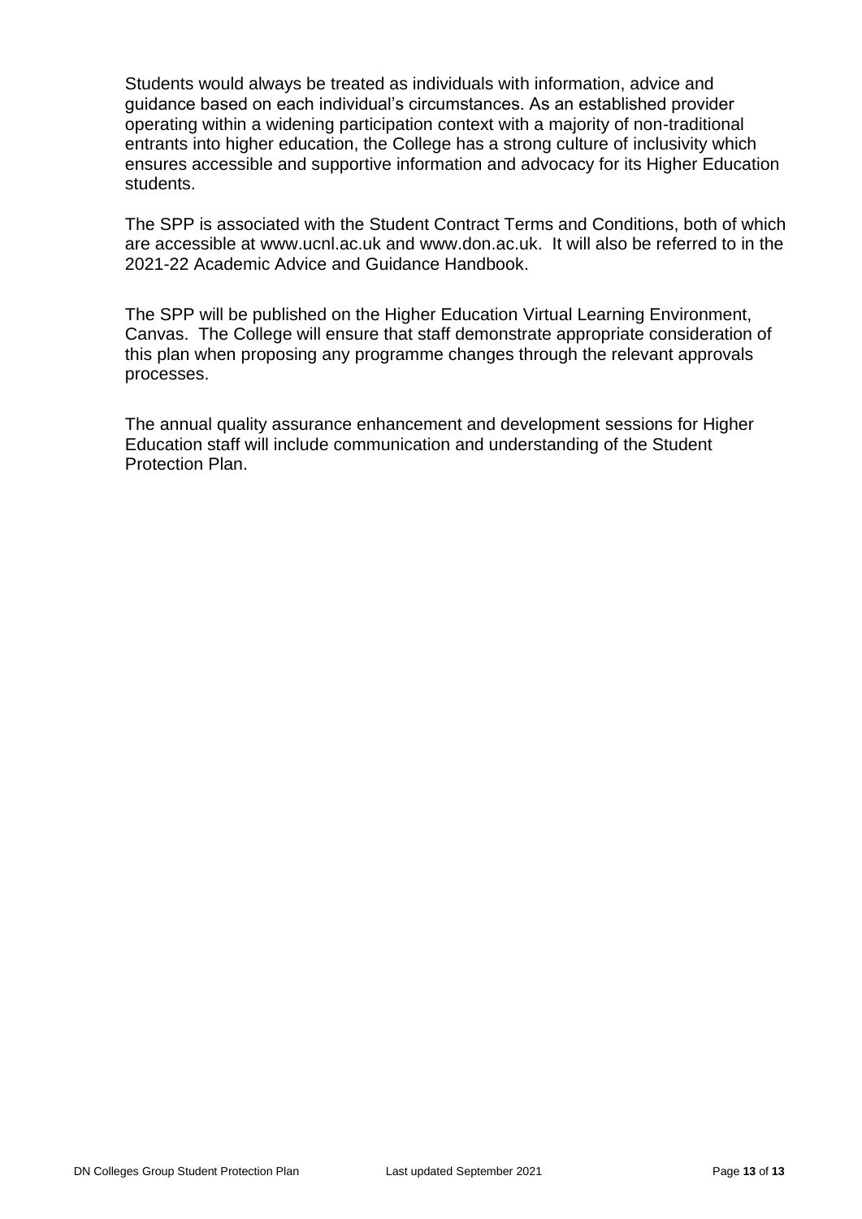Students would always be treated as individuals with information, advice and guidance based on each individual's circumstances. As an established provider operating within a widening participation context with a majority of non-traditional entrants into higher education, the College has a strong culture of inclusivity which ensures accessible and supportive information and advocacy for its Higher Education students.

The SPP is associated with the Student Contract Terms and Conditions, both of which are accessible at www.ucnl.ac.uk and www.don.ac.uk. It will also be referred to in the 2021-22 Academic Advice and Guidance Handbook.

The SPP will be published on the Higher Education Virtual Learning Environment, Canvas. The College will ensure that staff demonstrate appropriate consideration of this plan when proposing any programme changes through the relevant approvals processes.

The annual quality assurance enhancement and development sessions for Higher Education staff will include communication and understanding of the Student Protection Plan.